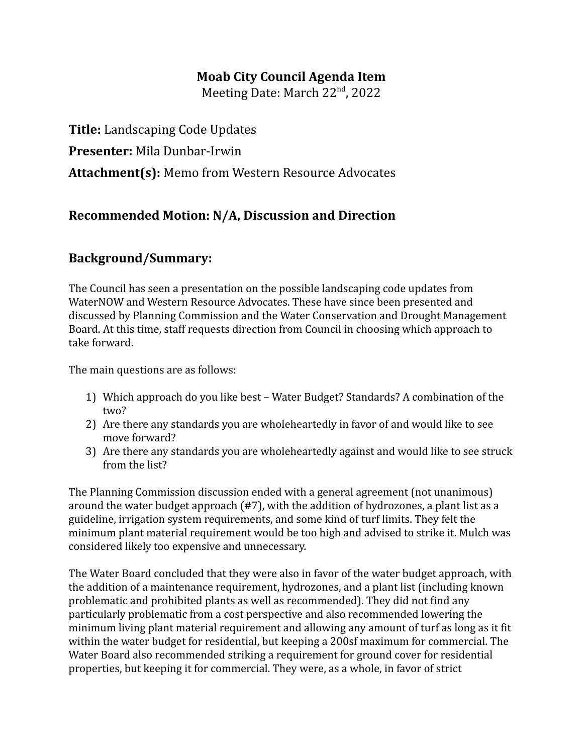# Moab City Council Agenda Item

Meeting Date: March 22nd, 2022

**Title:** Landscaping Code Updates

**Presenter:** Mila Dunbar-Irwin

**Attachment(s):** Memo from Western Resource Advocates

## Recommended Motion: N/A, Discussion and Direction

## Background/Summary:

The Council has seen a presentation on the possible landscaping code updates from WaterNOW and Western Resource Advocates. These have since been presented and discussed by Planning Commission and the Water Conservation and Drought Management Board. At this time, staff requests direction from Council in choosing which approach to take forward.

The main questions are as follows:

1) Which approach do you like best – Water Budget? Standards? A combination of the two?
2) Are there any standards you are wholeheartedly in favor of and would like to see move forward?
3) Are there any standards you are wholeheartedly against and would like to see struck from the list?

The Planning Commission discussion ended with a general agreement (not unanimous) around the water budget approach (#7), with the addition of hydrozones, a plant list as a guideline, irrigation system requirements, and some kind of turf limits. They felt the minimum plant material requirement would be too high and advised to strike it. Mulch was considered likely too expensive and unnecessary.

The Water Board concluded that they were also in favor of the water budget approach, with the addition of a maintenance requirement, hydrozones, and a plant list (including known problematic and prohibited plants as well as recommended). They did not find any particularly problematic from a cost perspective and also recommended lowering the minimum living plant material requirement and allowing any amount of turf as long as it fit within the water budget for residential, but keeping a 200sf maximum for commercial. The Water Board also recommended striking a requirement for ground cover for residential properties, but keeping it for commercial. They were, as a whole, in favor of strict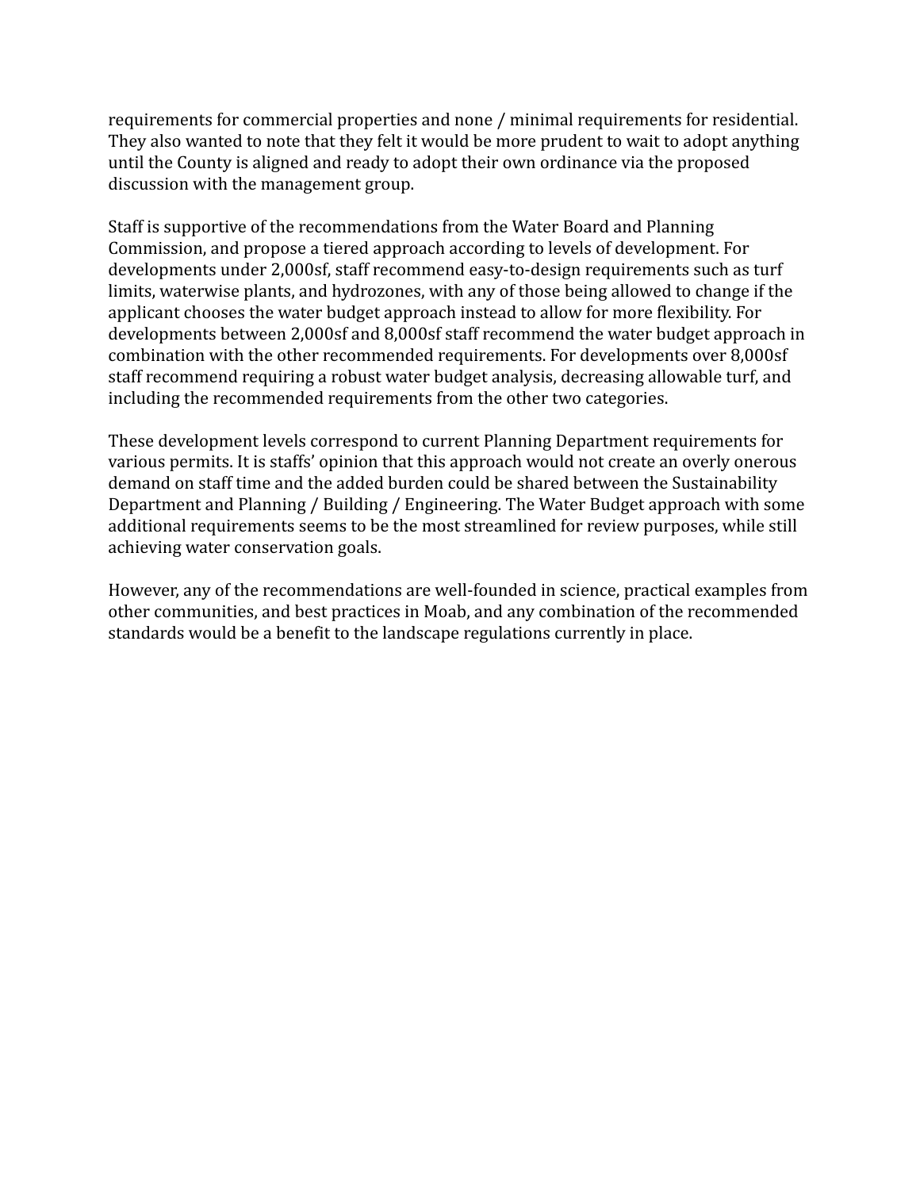requirements for commercial properties and none / minimal requirements for residential. They also wanted to note that they felt it would be more prudent to wait to adopt anything until the County is aligned and ready to adopt their own ordinance via the proposed discussion with the management group.

Staff is supportive of the recommendations from the Water Board and Planning Commission, and propose a tiered approach according to levels of development. For developments under 2,000sf, staff recommend easy-to-design requirements such as turf limits, waterwise plants, and hydrozones, with any of those being allowed to change if the applicant chooses the water budget approach instead to allow for more flexibility. For developments between 2,000sf and 8,000sf staff recommend the water budget approach in combination with the other recommended requirements. For developments over 8,000sf staff recommend requiring a robust water budget analysis, decreasing allowable turf, and including the recommended requirements from the other two categories.

These development levels correspond to current Planning Department requirements for various permits. It is staffs' opinion that this approach would not create an overly onerous demand on staff time and the added burden could be shared between the Sustainability Department and Planning / Building / Engineering. The Water Budget approach with some additional requirements seems to be the most streamlined for review purposes, while still achieving water conservation goals.

However, any of the recommendations are well-founded in science, practical examples from other communities, and best practices in Moab, and any combination of the recommended standards would be a benefit to the landscape regulations currently in place.